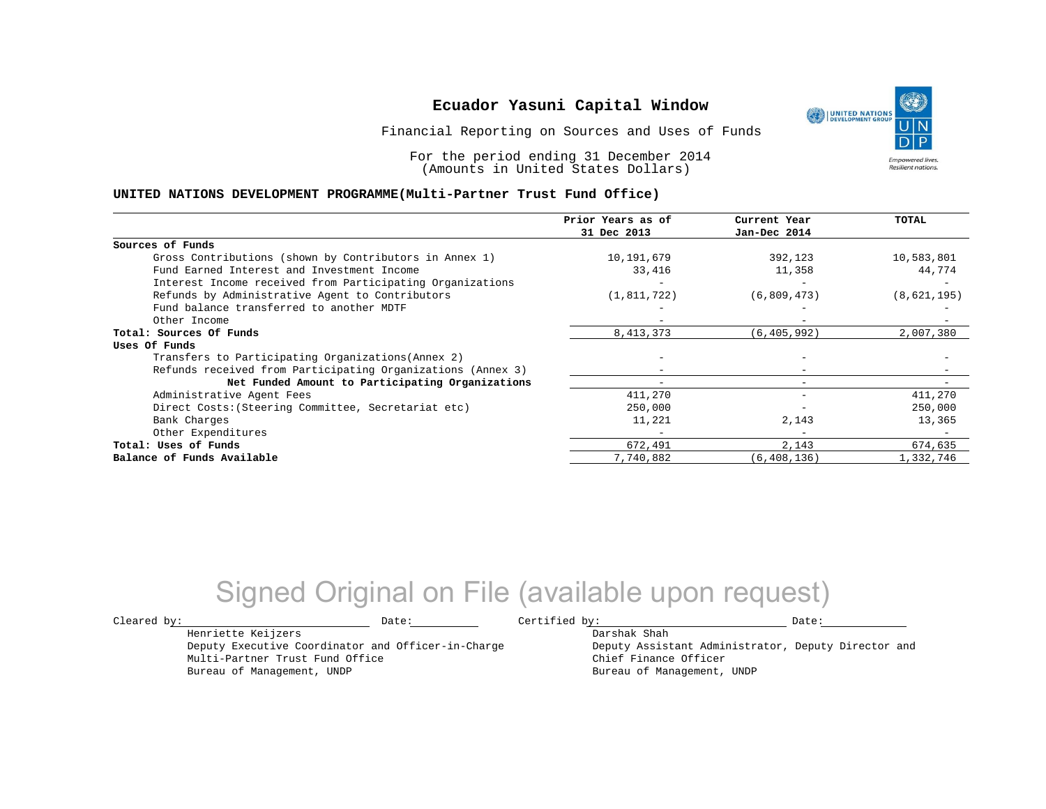# Ecuador Yasuni Capital Window

Financial Reporting on Sources and Uses of Funds

For the period ending 31 December 2014
(Amounts in United States Dollars)

**UNITED NATIONS DEVELOPMENT PROGRAMME(Multi-Partner Trust Fund Office)**

| | Prior Years as of 31 Dec 2013 | Current Year Jan-Dec 2014 | TOTAL |
|---|---|---|---|
| **Sources of Funds** | | | |
| Gross Contributions (shown by Contributors in Annex 1) | 10,191,679 | 392,123 | 10,583,801 |
| Fund Earned Interest and Investment Income | 33,416 | 11,358 | 44,774 |
| Interest Income received from Participating Organizations | - | - | - |
| Refunds by Administrative Agent to Contributors | (1,811,722) | (6,809,473) | (8,621,195) |
| Fund balance transferred to another MDTF | - | - | - |
| Other Income | - | - | - |
| **Total: Sources Of Funds** | 8,413,373 | (6,405,992) | 2,007,380 |
| **Uses Of Funds** | | | |
| Transfers to Participating Organizations(Annex 2) | - | - | - |
| Refunds received from Participating Organizations (Annex 3) | - | - | - |
| **Net Funded Amount to Participating Organizations** | - | - | - |
| Administrative Agent Fees | 411,270 | - | 411,270 |
| Direct Costs:(Steering Committee, Secretariat etc) | 250,000 | - | 250,000 |
| Bank Charges | 11,221 | 2,143 | 13,365 |
| Other Expenditures | - | - | - |
| **Total: Uses of Funds** | 672,491 | 2,143 | 674,635 |
| **Balance of Funds Available** | 7,740,882 | (6,408,136) | 1,332,746 |

Signed Original on File (available upon request)

Cleared by: Date:
Henriette Keijzers
Deputy Executive Coordinator and Officer-in-Charge
Multi-Partner Trust Fund Office
Bureau of Management, UNDP

Certified by: Date:
Darshak Shah
Deputy Assistant Administrator, Deputy Director and
Chief Finance Officer
Bureau of Management, UNDP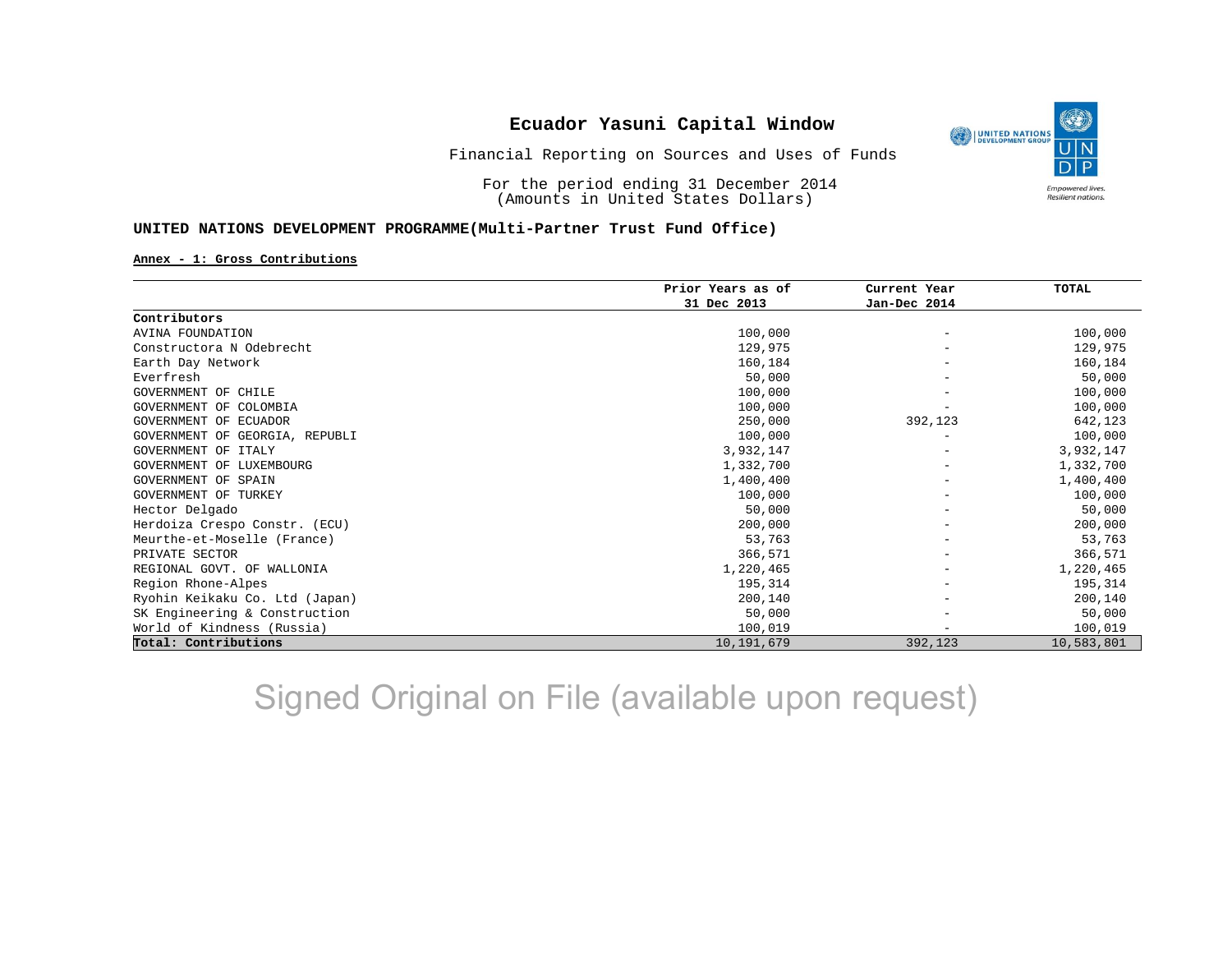# Ecuador Yasuni Capital Window

Financial Reporting on Sources and Uses of Funds

For the period ending 31 December 2014
(Amounts in United States Dollars)

**UNITED NATIONS DEVELOPMENT PROGRAMME(Multi-Partner Trust Fund Office)**

**Annex - 1: Gross Contributions**

| | Prior Years as of 31 Dec 2013 | Current Year Jan-Dec 2014 | TOTAL |
|---|---|---|---|
| **Contributors** | | | |
| AVINA FOUNDATION | 100,000 | - | 100,000 |
| Constructora N Odebrecht | 129,975 | - | 129,975 |
| Earth Day Network | 160,184 | - | 160,184 |
| Everfresh | 50,000 | - | 50,000 |
| GOVERNMENT OF CHILE | 100,000 | - | 100,000 |
| GOVERNMENT OF COLOMBIA | 100,000 | - | 100,000 |
| GOVERNMENT OF ECUADOR | 250,000 | 392,123 | 642,123 |
| GOVERNMENT OF GEORGIA, REPUBLI | 100,000 | - | 100,000 |
| GOVERNMENT OF ITALY | 3,932,147 | - | 3,932,147 |
| GOVERNMENT OF LUXEMBOURG | 1,332,700 | - | 1,332,700 |
| GOVERNMENT OF SPAIN | 1,400,400 | - | 1,400,400 |
| GOVERNMENT OF TURKEY | 100,000 | - | 100,000 |
| Hector Delgado | 50,000 | - | 50,000 |
| Herdoiza Crespo Constr. (ECU) | 200,000 | - | 200,000 |
| Meurthe-et-Moselle (France) | 53,763 | - | 53,763 |
| PRIVATE SECTOR | 366,571 | - | 366,571 |
| REGIONAL GOVT. OF WALLONIA | 1,220,465 | - | 1,220,465 |
| Region Rhone-Alpes | 195,314 | - | 195,314 |
| Ryohin Keikaku Co. Ltd (Japan) | 200,140 | - | 200,140 |
| SK Engineering & Construction | 50,000 | - | 50,000 |
| World of Kindness (Russia) | 100,019 | - | 100,019 |
| **Total: Contributions** | 10,191,679 | 392,123 | 10,583,801 |

Signed Original on File (available upon request)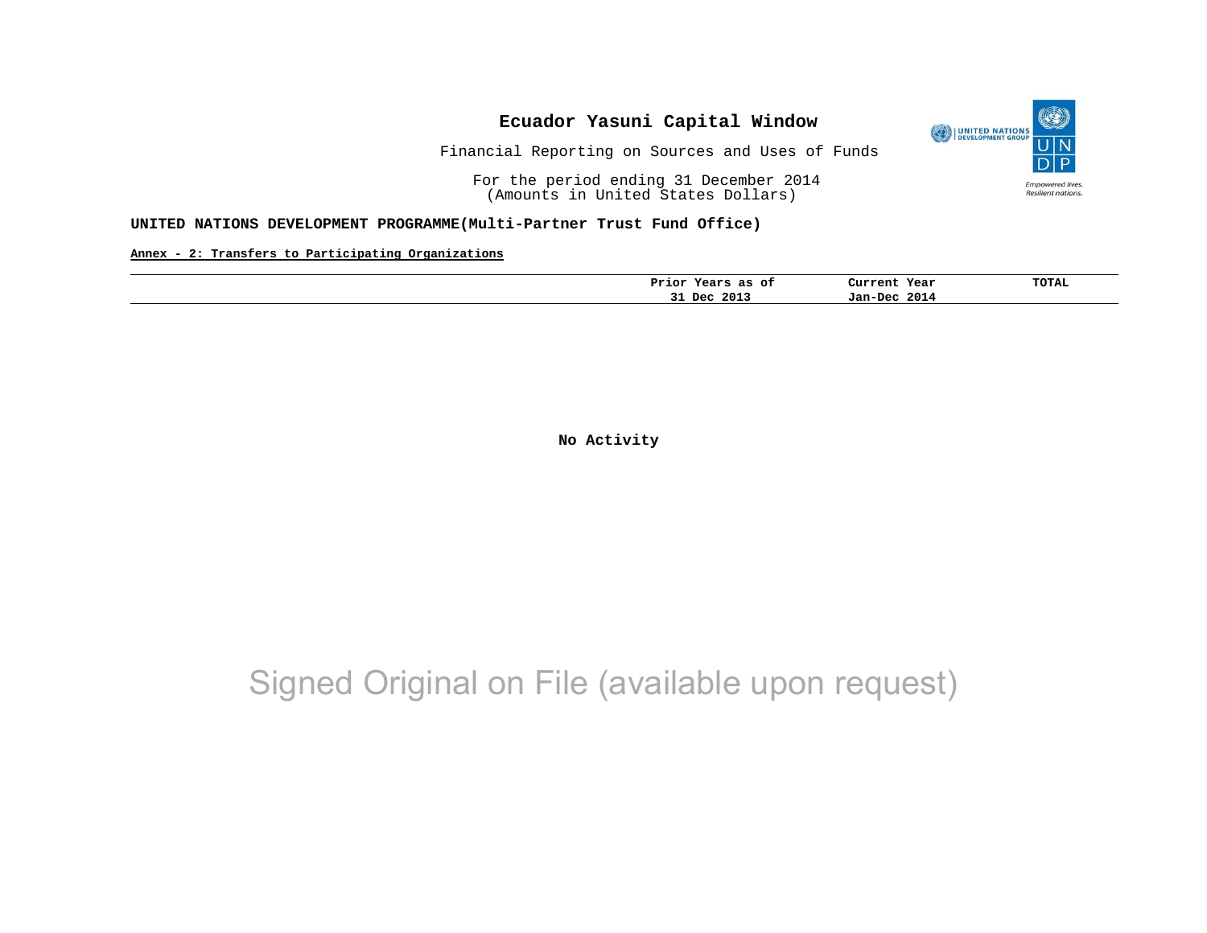# Ecuador Yasuni Capital Window

Financial Reporting on Sources and Uses of Funds

For the period ending 31 December 2014
(Amounts in United States Dollars)

**UNITED NATIONS DEVELOPMENT PROGRAMME(Multi-Partner Trust Fund Office)**

**Annex - 2: Transfers to Participating Organizations**

| | Prior Years as of 31 Dec 2013 | Current Year Jan-Dec 2014 | TOTAL |
|---|---|---|---|

**No Activity**

Signed Original on File (available upon request)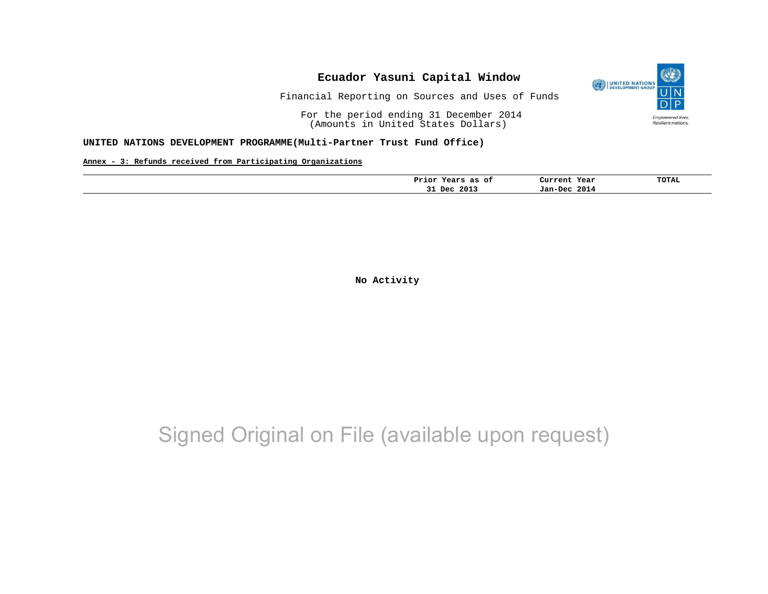# Ecuador Yasuni Capital Window

Financial Reporting on Sources and Uses of Funds

For the period ending 31 December 2014
(Amounts in United States Dollars)

**UNITED NATIONS DEVELOPMENT PROGRAMME(Multi-Partner Trust Fund Office)**

**Annex - 3: Refunds received from Participating Organizations**

| | Prior Years as of 31 Dec 2013 | Current Year Jan-Dec 2014 | TOTAL |
|---|---|---|---|

**No Activity**

Signed Original on File (available upon request)